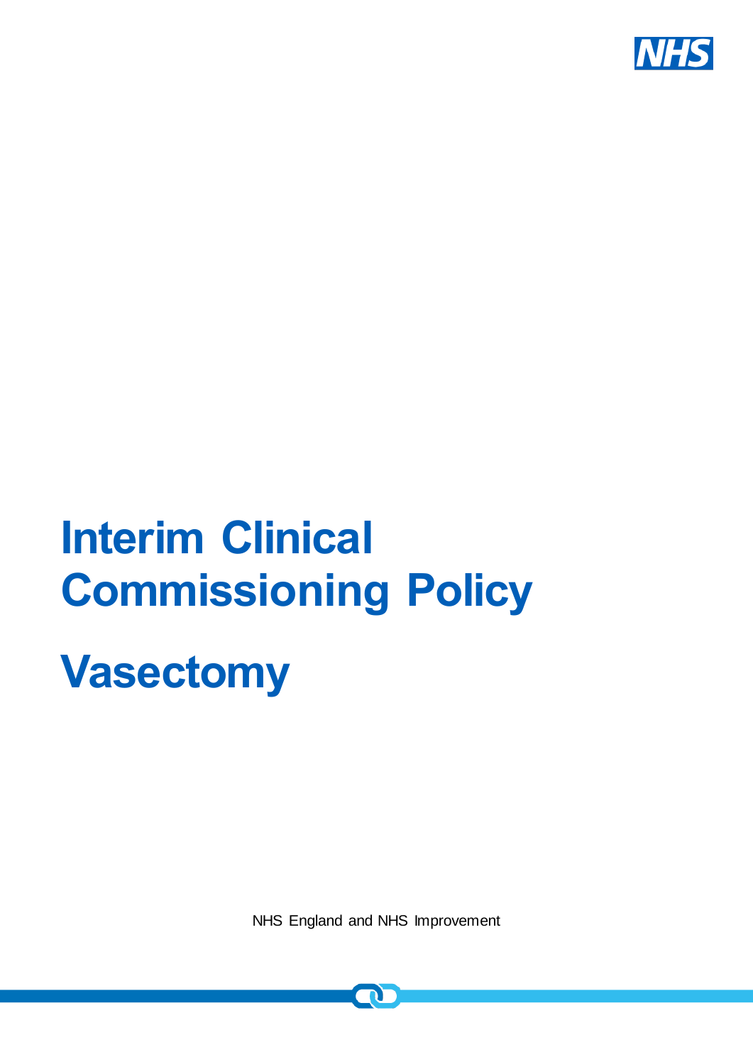# Interim Clinical Commissioning Policy

# Vasectomy

NHS England and NHS Improvement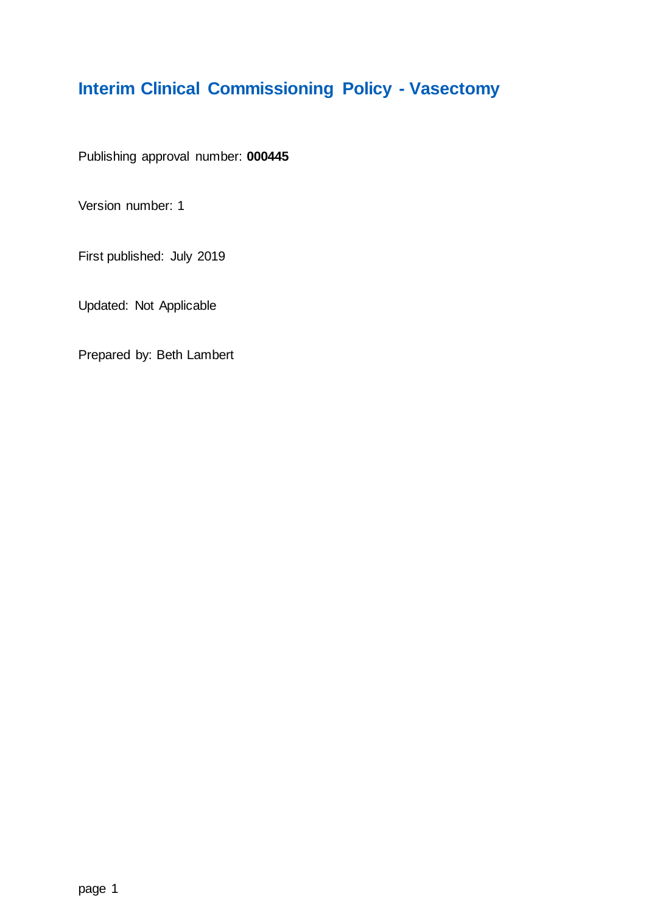# Interim Clinical Commissioning Policy - Vasectomy

Publishing approval number: **000445**

Version number: 1

First published: July 2019

Updated: Not Applicable

Prepared by: Beth Lambert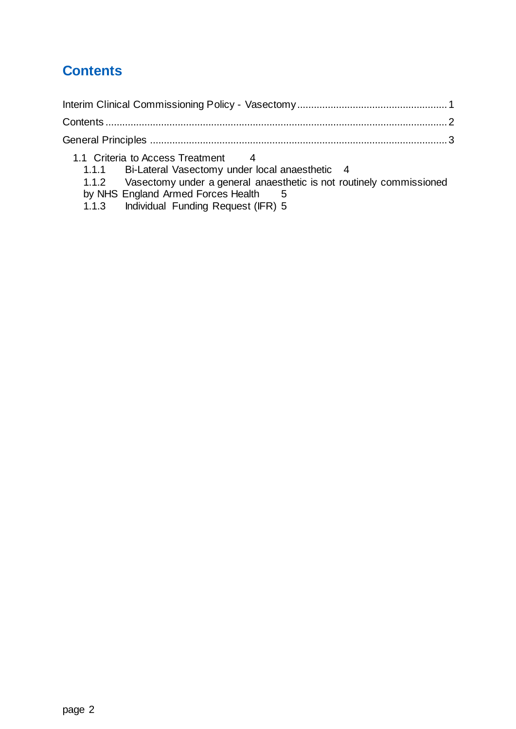# Contents

Interim Clinical Commissioning Policy - Vasectomy .................................................... 1

Contents ........................................................................................................................ 2

General Principles ......................................................................................................... 3

- 1.1 Criteria to Access Treatment 4
  - 1.1.1 Bi-Lateral Vasectomy under local anaesthetic 4
  - 1.1.2 Vasectomy under a general anaesthetic is not routinely commissioned by NHS England Armed Forces Health 5
  - 1.1.3 Individual Funding Request (IFR) 5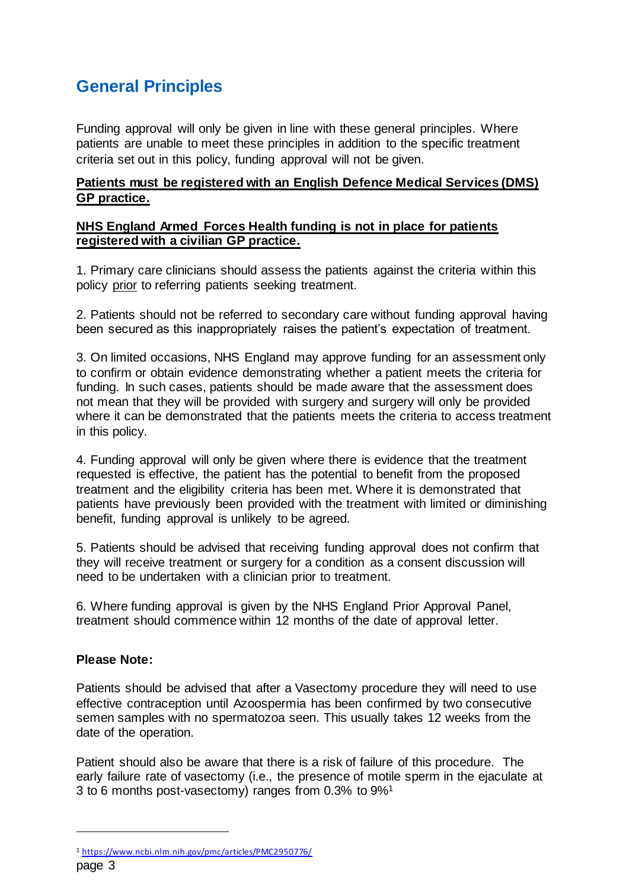## General Principles

Funding approval will only be given in line with these general principles. Where patients are unable to meet these principles in addition to the specific treatment criteria set out in this policy, funding approval will not be given.

**Patients must be registered with an English Defence Medical Services (DMS) GP practice.**

**NHS England Armed Forces Health funding is not in place for patients registered with a civilian GP practice.**

1. Primary care clinicians should assess the patients against the criteria within this policy prior to referring patients seeking treatment.

2. Patients should not be referred to secondary care without funding approval having been secured as this inappropriately raises the patient's expectation of treatment.

3. On limited occasions, NHS England may approve funding for an assessment only to confirm or obtain evidence demonstrating whether a patient meets the criteria for funding. In such cases, patients should be made aware that the assessment does not mean that they will be provided with surgery and surgery will only be provided where it can be demonstrated that the patients meets the criteria to access treatment in this policy.

4. Funding approval will only be given where there is evidence that the treatment requested is effective, the patient has the potential to benefit from the proposed treatment and the eligibility criteria has been met. Where it is demonstrated that patients have previously been provided with the treatment with limited or diminishing benefit, funding approval is unlikely to be agreed.

5. Patients should be advised that receiving funding approval does not confirm that they will receive treatment or surgery for a condition as a consent discussion will need to be undertaken with a clinician prior to treatment.

6. Where funding approval is given by the NHS England Prior Approval Panel, treatment should commence within 12 months of the date of approval letter.

**Please Note:**

Patients should be advised that after a Vasectomy procedure they will need to use effective contraception until Azoospermia has been confirmed by two consecutive semen samples with no spermatozoa seen. This usually takes 12 weeks from the date of the operation.

Patient should also be aware that there is a risk of failure of this procedure. The early failure rate of vasectomy (i.e., the presence of motile sperm in the ejaculate at 3 to 6 months post-vasectomy) ranges from 0.3% to 9%[1]

[1] https://www.ncbi.nlm.nih.gov/pmc/articles/PMC2950776/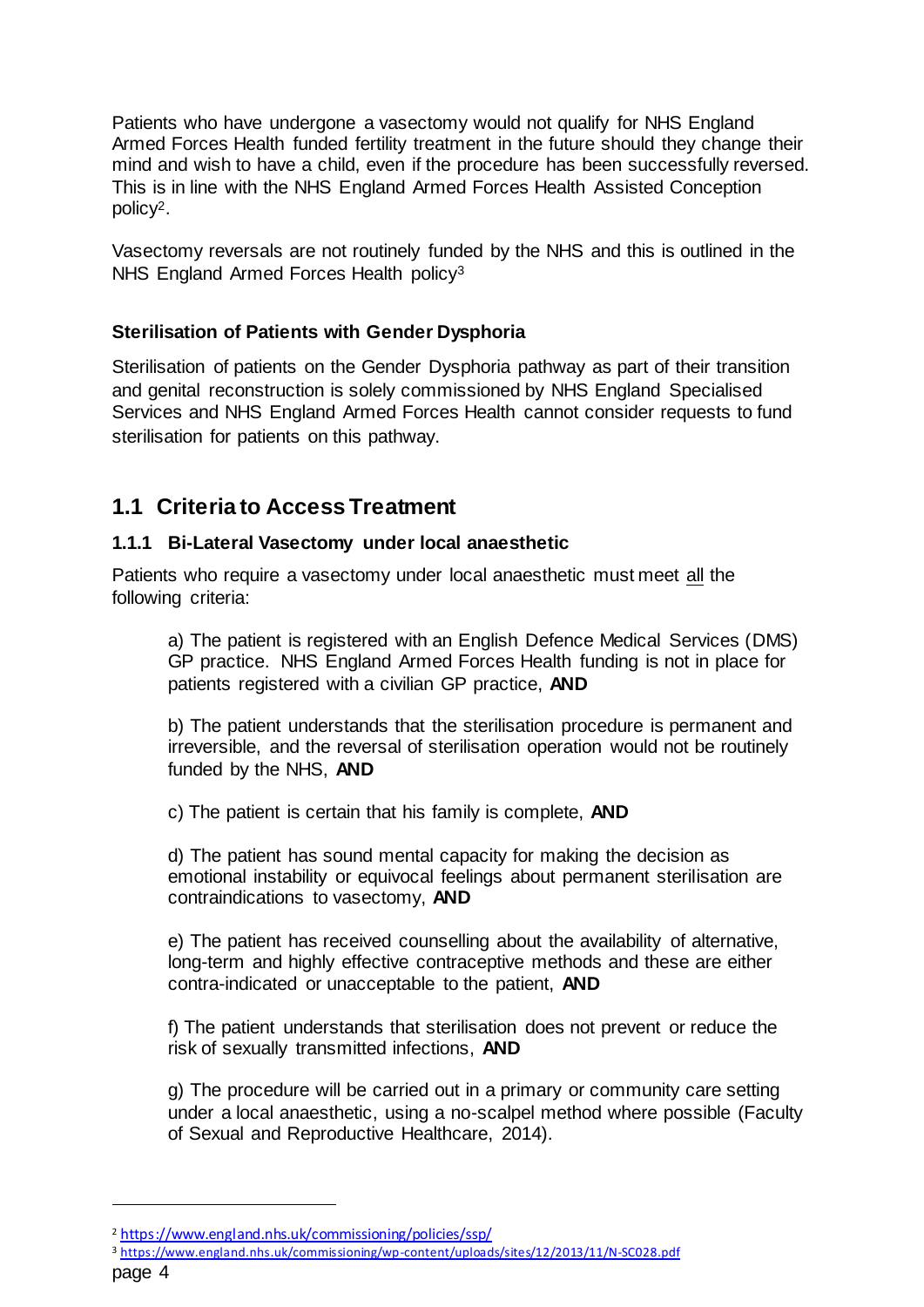Patients who have undergone a vasectomy would not qualify for NHS England Armed Forces Health funded fertility treatment in the future should they change their mind and wish to have a child, even if the procedure has been successfully reversed. This is in line with the NHS England Armed Forces Health Assisted Conception policy[2].

Vasectomy reversals are not routinely funded by the NHS and this is outlined in the NHS England Armed Forces Health policy[3]

**Sterilisation of Patients with Gender Dysphoria**

Sterilisation of patients on the Gender Dysphoria pathway as part of their transition and genital reconstruction is solely commissioned by NHS England Specialised Services and NHS England Armed Forces Health cannot consider requests to fund sterilisation for patients on this pathway.

## 1.1 Criteria to Access Treatment

### 1.1.1 Bi-Lateral Vasectomy under local anaesthetic

Patients who require a vasectomy under local anaesthetic must meet all the following criteria:

a) The patient is registered with an English Defence Medical Services (DMS) GP practice. NHS England Armed Forces Health funding is not in place for patients registered with a civilian GP practice, **AND**

b) The patient understands that the sterilisation procedure is permanent and irreversible, and the reversal of sterilisation operation would not be routinely funded by the NHS, **AND**

c) The patient is certain that his family is complete, **AND**

d) The patient has sound mental capacity for making the decision as emotional instability or equivocal feelings about permanent sterilisation are contraindications to vasectomy, **AND**

e) The patient has received counselling about the availability of alternative, long-term and highly effective contraceptive methods and these are either contra-indicated or unacceptable to the patient, **AND**

f) The patient understands that sterilisation does not prevent or reduce the risk of sexually transmitted infections, **AND**

g) The procedure will be carried out in a primary or community care setting under a local anaesthetic, using a no-scalpel method where possible (Faculty of Sexual and Reproductive Healthcare, 2014).

---

[2] https://www.england.nhs.uk/commissioning/policies/ssp/

[3] https://www.england.nhs.uk/commissioning/wp-content/uploads/sites/12/2013/11/N-SC028.pdf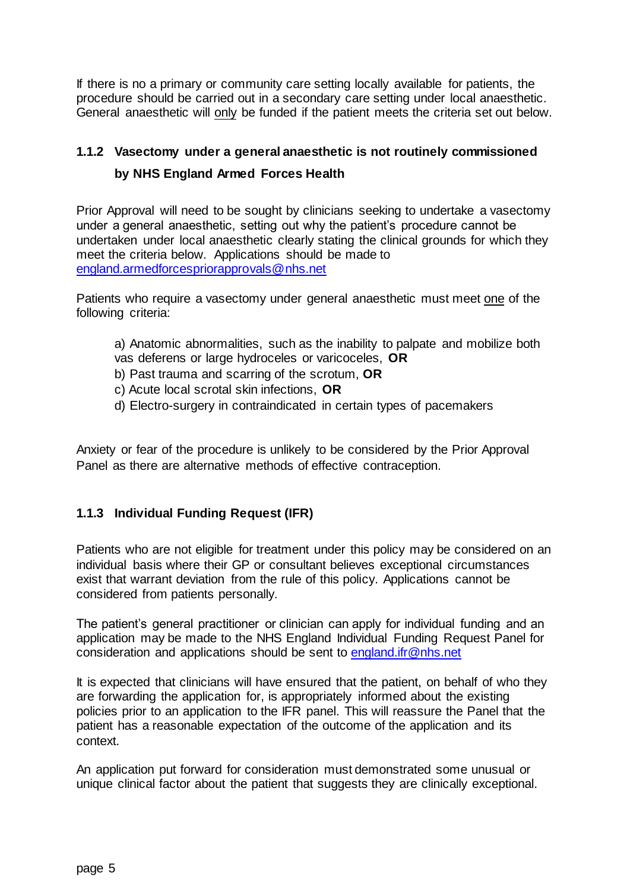If there is no a primary or community care setting locally available for patients, the procedure should be carried out in a secondary care setting under local anaesthetic. General anaesthetic will only be funded if the patient meets the criteria set out below.

### 1.1.2 Vasectomy under a general anaesthetic is not routinely commissioned by NHS England Armed Forces Health

Prior Approval will need to be sought by clinicians seeking to undertake a vasectomy under a general anaesthetic, setting out why the patient's procedure cannot be undertaken under local anaesthetic clearly stating the clinical grounds for which they meet the criteria below. Applications should be made to england.armedforcespriorapprovals@nhs.net

Patients who require a vasectomy under general anaesthetic must meet one of the following criteria:

a) Anatomic abnormalities, such as the inability to palpate and mobilize both vas deferens or large hydroceles or varicoceles, **OR**
b) Past trauma and scarring of the scrotum, **OR**
c) Acute local scrotal skin infections, **OR**
d) Electro-surgery in contraindicated in certain types of pacemakers

Anxiety or fear of the procedure is unlikely to be considered by the Prior Approval Panel as there are alternative methods of effective contraception.

### 1.1.3 Individual Funding Request (IFR)

Patients who are not eligible for treatment under this policy may be considered on an individual basis where their GP or consultant believes exceptional circumstances exist that warrant deviation from the rule of this policy. Applications cannot be considered from patients personally.

The patient's general practitioner or clinician can apply for individual funding and an application may be made to the NHS England Individual Funding Request Panel for consideration and applications should be sent to england.ifr@nhs.net

It is expected that clinicians will have ensured that the patient, on behalf of who they are forwarding the application for, is appropriately informed about the existing policies prior to an application to the IFR panel. This will reassure the Panel that the patient has a reasonable expectation of the outcome of the application and its context.

An application put forward for consideration must demonstrated some unusual or unique clinical factor about the patient that suggests they are clinically exceptional.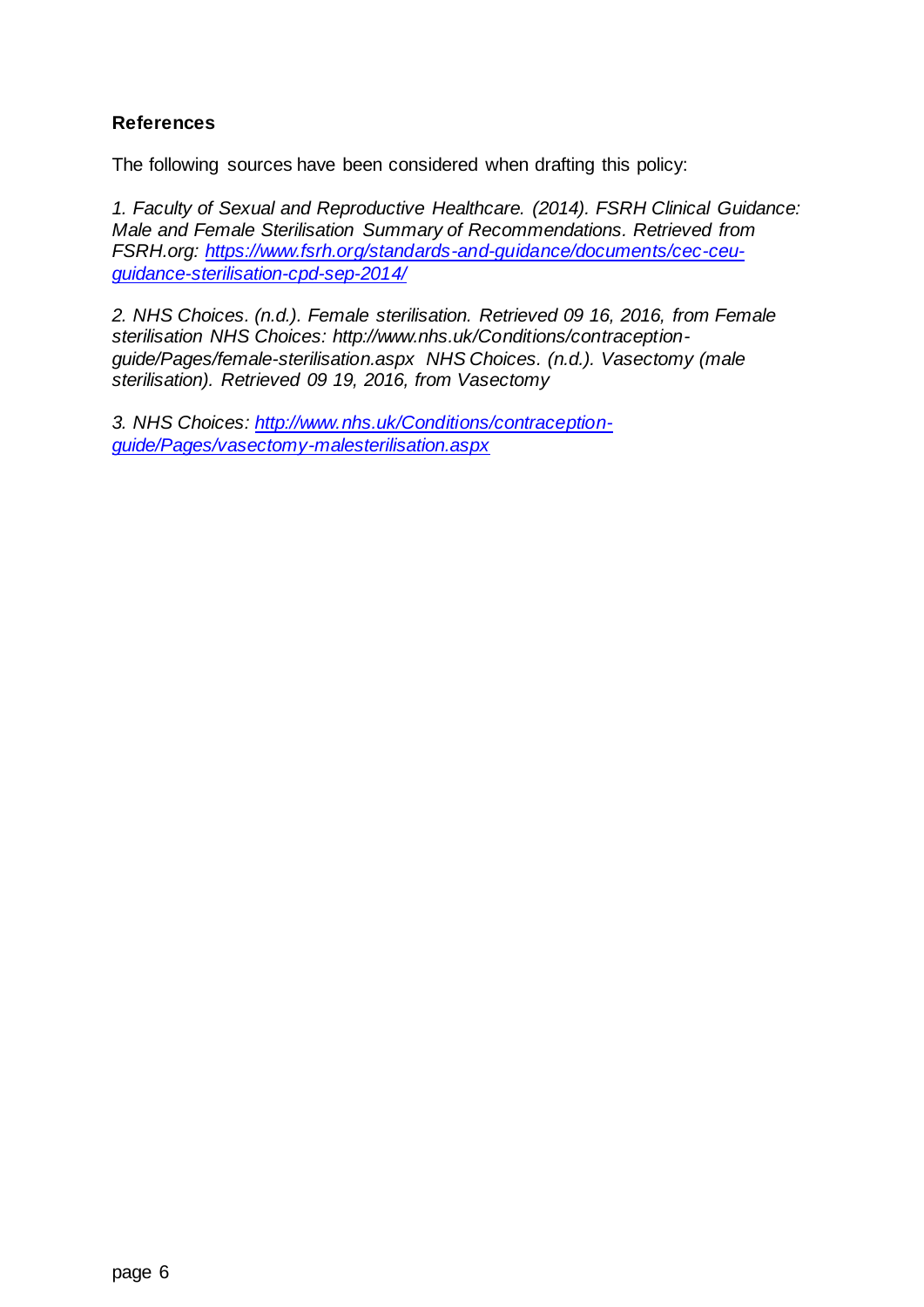**References**

The following sources have been considered when drafting this policy:

*1. Faculty of Sexual and Reproductive Healthcare. (2014). FSRH Clinical Guidance: Male and Female Sterilisation Summary of Recommendations. Retrieved from FSRH.org: [https://www.fsrh.org/standards-and-guidance/documents/cec-ceu-guidance-sterilisation-cpd-sep-2014/](https://www.fsrh.org/standards-and-guidance/documents/cec-ceu-guidance-sterilisation-cpd-sep-2014/)*

*2. NHS Choices. (n.d.). Female sterilisation. Retrieved 09 16, 2016, from Female sterilisation NHS Choices: http://www.nhs.uk/Conditions/contraception-guide/Pages/female-sterilisation.aspx NHS Choices. (n.d.). Vasectomy (male sterilisation). Retrieved 09 19, 2016, from Vasectomy*

*3. NHS Choices: [http://www.nhs.uk/Conditions/contraception-guide/Pages/vasectomy-malesterilisation.aspx](http://www.nhs.uk/Conditions/contraception-guide/Pages/vasectomy-malesterilisation.aspx)*